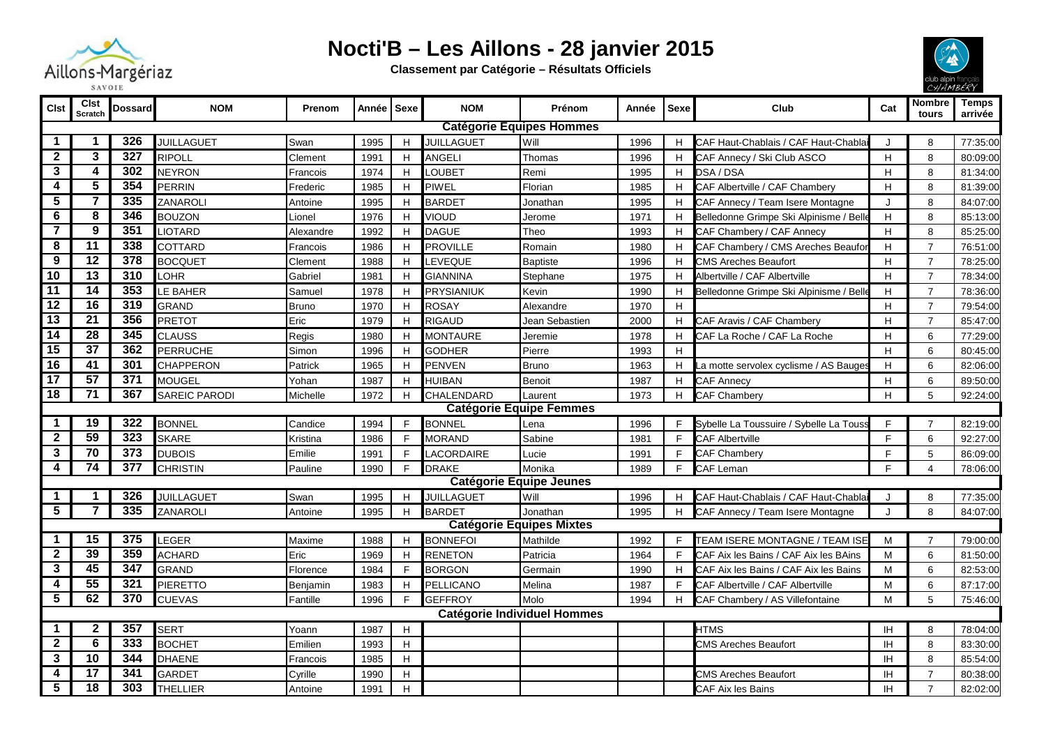# Nocti'B – Les Aillons - 28 janvier 2015

**Classement par Catégorie – Résultats Officiels**

| Clst | Clst Scratch | Dossard | NOM | Prenom | Année | Sexe | NOM | Prénom | Année | Sexe | Club | Cat | Nombre tours | Temps arrivée |
|---|---|---|---|---|---|---|---|---|---|---|---|---|---|---|
| **Catégorie Equipes Hommes** | | | | | | | | | | | | | | |
| 1 | 1 | 326 | JUILLAGUET | Swan | 1995 | H | JUILLAGUET | Will | 1996 | H | CAF Haut-Chablais / CAF Haut-Chablai | J | 8 | 77:35:00 |
| 2 | 3 | 327 | RIPOLL | Clement | 1991 | H | ANGELI | Thomas | 1996 | H | CAF Annecy / Ski Club ASCO | H | 8 | 80:09:00 |
| 3 | 4 | 302 | NEYRON | Francois | 1974 | H | LOUBET | Remi | 1995 | H | DSA / DSA | H | 8 | 81:34:00 |
| 4 | 5 | 354 | PERRIN | Frederic | 1985 | H | PIWEL | Florian | 1985 | H | CAF Albertville / CAF Chambery | H | 8 | 81:39:00 |
| 5 | 7 | 335 | ZANAROLI | Antoine | 1995 | H | BARDET | Jonathan | 1995 | H | CAF Annecy / Team Isere Montagne | J | 8 | 84:07:00 |
| 6 | 8 | 346 | BOUZON | Lionel | 1976 | H | VIOUD | Jerome | 1971 | H | Belledonne Grimpe Ski Alpinisme / Belle | H | 8 | 85:13:00 |
| 7 | 9 | 351 | LIOTARD | Alexandre | 1992 | H | DAGUE | Theo | 1993 | H | CAF Chambery / CAF Annecy | H | 8 | 85:25:00 |
| 8 | 11 | 338 | COTTARD | Francois | 1986 | H | PROVILLE | Romain | 1980 | H | CAF Chambery / CMS Areches Beaufor | H | 7 | 76:51:00 |
| 9 | 12 | 378 | BOCQUET | Clement | 1988 | H | LEVEQUE | Baptiste | 1996 | H | CMS Areches Beaufort | H | 7 | 78:25:00 |
| 10 | 13 | 310 | LOHR | Gabriel | 1981 | H | GIANNINA | Stephane | 1975 | H | Albertville / CAF Albertville | H | 7 | 78:34:00 |
| 11 | 14 | 353 | LE BAHER | Samuel | 1978 | H | PRYSIANIUK | Kevin | 1990 | H | Belledonne Grimpe Ski Alpinisme / Belle | H | 7 | 78:36:00 |
| 12 | 16 | 319 | GRAND | Bruno | 1970 | H | ROSAY | Alexandre | 1970 | H | | H | 7 | 79:54:00 |
| 13 | 21 | 356 | PRETOT | Eric | 1979 | H | RIGAUD | Jean Sebastien | 2000 | H | CAF Aravis / CAF Chambery | H | 7 | 85:47:00 |
| 14 | 28 | 345 | CLAUSS | Regis | 1980 | H | MONTAURE | Jeremie | 1978 | H | CAF La Roche / CAF La Roche | H | 6 | 77:29:00 |
| 15 | 37 | 362 | PERRUCHE | Simon | 1996 | H | GODHER | Pierre | 1993 | H | | H | 6 | 80:45:00 |
| 16 | 41 | 301 | CHAPPERON | Patrick | 1965 | H | PENVEN | Bruno | 1963 | H | La motte servolex cyclisme / AS Bauges | H | 6 | 82:06:00 |
| 17 | 57 | 371 | MOUGEL | Yohan | 1987 | H | HUIBAN | Benoit | 1987 | H | CAF Annecy | H | 6 | 89:50:00 |
| 18 | 71 | 367 | SAREIC PARODI | Michelle | 1972 | H | CHALENDARD | Laurent | 1973 | H | CAF Chambery | H | 5 | 92:24:00 |
| **Catégorie Equipe Femmes** | | | | | | | | | | | | | | |
| 1 | 19 | 322 | BONNEL | Candice | 1994 | F | BONNEL | Lena | 1996 | F | Sybelle La Toussuire / Sybelle La Touss | F | 7 | 82:19:00 |
| 2 | 59 | 323 | SKARE | Kristina | 1986 | F | MORAND | Sabine | 1981 | F | CAF Albertville | F | 6 | 92:27:00 |
| 3 | 70 | 373 | DUBOIS | Emilie | 1991 | F | LACORDAIRE | Lucie | 1991 | F | CAF Chambery | F | 5 | 86:09:00 |
| 4 | 74 | 377 | CHRISTIN | Pauline | 1990 | F | DRAKE | Monika | 1989 | F | CAF Leman | F | 4 | 78:06:00 |
| **Catégorie Equipe Jeunes** | | | | | | | | | | | | | | |
| 1 | 1 | 326 | JUILLAGUET | Swan | 1995 | H | JUILLAGUET | Will | 1996 | H | CAF Haut-Chablais / CAF Haut-Chablai | J | 8 | 77:35:00 |
| 5 | 7 | 335 | ZANAROLI | Antoine | 1995 | H | BARDET | Jonathan | 1995 | H | CAF Annecy / Team Isere Montagne | J | 8 | 84:07:00 |
| **Catégorie Equipes Mixtes** | | | | | | | | | | | | | | |
| 1 | 15 | 375 | LEGER | Maxime | 1988 | H | BONNEFOI | Mathilde | 1992 | F | TEAM ISERE MONTAGNE / TEAM ISE | M | 7 | 79:00:00 |
| 2 | 39 | 359 | ACHARD | Eric | 1969 | H | RENETON | Patricia | 1964 | F | CAF Aix les Bains / CAF Aix les BAins | M | 6 | 81:50:00 |
| 3 | 45 | 347 | GRAND | Florence | 1984 | F | BORGON | Germain | 1990 | H | CAF Aix les Bains / CAF Aix les Bains | M | 6 | 82:53:00 |
| 4 | 55 | 321 | PIERETTO | Benjamin | 1983 | H | PELLICANO | Melina | 1987 | F | CAF Albertville / CAF Albertville | M | 6 | 87:17:00 |
| 5 | 62 | 370 | CUEVAS | Fantille | 1996 | F | GEFFROY | Molo | 1994 | H | CAF Chambery / AS Villefontaine | M | 5 | 75:46:00 |
| **Catégorie Individuel Hommes** | | | | | | | | | | | | | | |
| 1 | 2 | 357 | SERT | Yoann | 1987 | H | | | | | HTMS | IH | 8 | 78:04:00 |
| 2 | 6 | 333 | BOCHET | Emilien | 1993 | H | | | | | CMS Areches Beaufort | IH | 8 | 83:30:00 |
| 3 | 10 | 344 | DHAENE | Francois | 1985 | H | | | | | | IH | 8 | 85:54:00 |
| 4 | 17 | 341 | GARDET | Cyrille | 1990 | H | | | | | CMS Areches Beaufort | IH | 7 | 80:38:00 |
| 5 | 18 | 303 | THELLIER | Antoine | 1991 | H | | | | | CAF Aix les Bains | IH | 7 | 82:02:00 |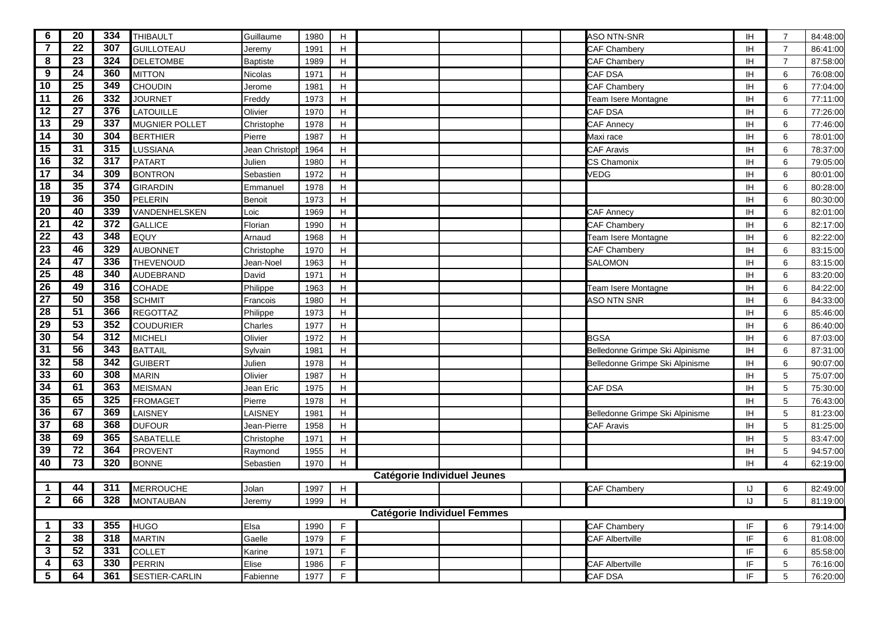| | | | | | | | | | | | | | | | |
|---|---|---|---|---|---|---|---|---|---|---|---|---|---|---|---|
| 6 | 20 | 334 | THIBAULT | Guillaume | 1980 | H | | | | | ASO NTN-SNR | IH | 7 | 84:48:00 |
| 7 | 22 | 307 | GUILLOTEAU | Jeremy | 1991 | H | | | | | CAF Chambery | IH | 7 | 86:41:00 |
| 8 | 23 | 324 | DELETOMBE | Baptiste | 1989 | H | | | | | CAF Chambery | IH | 7 | 87:58:00 |
| 9 | 24 | 360 | MITTON | Nicolas | 1971 | H | | | | | CAF DSA | IH | 6 | 76:08:00 |
| 10 | 25 | 349 | CHOUDIN | Jerome | 1981 | H | | | | | CAF Chambery | IH | 6 | 77:04:00 |
| 11 | 26 | 332 | JOURNET | Freddy | 1973 | H | | | | | Team Isere Montagne | IH | 6 | 77:11:00 |
| 12 | 27 | 376 | LATOUILLE | Olivier | 1970 | H | | | | | CAF DSA | IH | 6 | 77:26:00 |
| 13 | 29 | 337 | MUGNIER POLLET | Christophe | 1978 | H | | | | | CAF Annecy | IH | 6 | 77:46:00 |
| 14 | 30 | 304 | BERTHIER | Pierre | 1987 | H | | | | | Maxi race | IH | 6 | 78:01:00 |
| 15 | 31 | 315 | LUSSIANA | Jean Christoph | 1964 | H | | | | | CAF Aravis | IH | 6 | 78:37:00 |
| 16 | 32 | 317 | PATART | Julien | 1980 | H | | | | | CS Chamonix | IH | 6 | 79:05:00 |
| 17 | 34 | 309 | BONTRON | Sebastien | 1972 | H | | | | | VEDG | IH | 6 | 80:01:00 |
| 18 | 35 | 374 | GIRARDIN | Emmanuel | 1978 | H | | | | | | IH | 6 | 80:28:00 |
| 19 | 36 | 350 | PELERIN | Benoit | 1973 | H | | | | | | IH | 6 | 80:30:00 |
| 20 | 40 | 339 | VANDENHELSKEN | Loic | 1969 | H | | | | | CAF Annecy | IH | 6 | 82:01:00 |
| 21 | 42 | 372 | GALLICE | Florian | 1990 | H | | | | | CAF Chambery | IH | 6 | 82:17:00 |
| 22 | 43 | 348 | EQUY | Arnaud | 1968 | H | | | | | Team Isere Montagne | IH | 6 | 82:22:00 |
| 23 | 46 | 329 | AUBONNET | Christophe | 1970 | H | | | | | CAF Chambery | IH | 6 | 83:15:00 |
| 24 | 47 | 336 | THEVENOUD | Jean-Noel | 1963 | H | | | | | SALOMON | IH | 6 | 83:15:00 |
| 25 | 48 | 340 | AUDEBRAND | David | 1971 | H | | | | | | IH | 6 | 83:20:00 |
| 26 | 49 | 316 | COHADE | Philippe | 1963 | H | | | | | Team Isere Montagne | IH | 6 | 84:22:00 |
| 27 | 50 | 358 | SCHMIT | Francois | 1980 | H | | | | | ASO NTN SNR | IH | 6 | 84:33:00 |
| 28 | 51 | 366 | REGOTTAZ | Philippe | 1973 | H | | | | | | IH | 6 | 85:46:00 |
| 29 | 53 | 352 | COUDURIER | Charles | 1977 | H | | | | | | IH | 6 | 86:40:00 |
| 30 | 54 | 312 | MICHELI | Olivier | 1972 | H | | | | | BGSA | IH | 6 | 87:03:00 |
| 31 | 56 | 343 | BATTAIL | Sylvain | 1981 | H | | | | | Belledonne Grimpe Ski Alpinisme | IH | 6 | 87:31:00 |
| 32 | 58 | 342 | GUIBERT | Julien | 1978 | H | | | | | Belledonne Grimpe Ski Alpinisme | IH | 6 | 90:07:00 |
| 33 | 60 | 308 | MARIN | Olivier | 1987 | H | | | | | | IH | 5 | 75:07:00 |
| 34 | 61 | 363 | MEISMAN | Jean Eric | 1975 | H | | | | | CAF DSA | IH | 5 | 75:30:00 |
| 35 | 65 | 325 | FROMAGET | Pierre | 1978 | H | | | | | | IH | 5 | 76:43:00 |
| 36 | 67 | 369 | LAISNEY | LAISNEY | 1981 | H | | | | | Belledonne Grimpe Ski Alpinisme | IH | 5 | 81:23:00 |
| 37 | 68 | 368 | DUFOUR | Jean-Pierre | 1958 | H | | | | | CAF Aravis | IH | 5 | 81:25:00 |
| 38 | 69 | 365 | SABATELLE | Christophe | 1971 | H | | | | | | IH | 5 | 83:47:00 |
| 39 | 72 | 364 | PROVENT | Raymond | 1955 | H | | | | | | IH | 5 | 94:57:00 |
| 40 | 73 | 320 | BONNE | Sebastien | 1970 | H | | | | | | IH | 4 | 62:19:00 |
| | | | | | | | **Catégorie Individuel Jeunes** | | | | | | | |
| 1 | 44 | 311 | MERROUCHE | Jolan | 1997 | H | | | | | CAF Chambery | IJ | 6 | 82:49:00 |
| 2 | 66 | 328 | MONTAUBAN | Jeremy | 1999 | H | | | | | | IJ | 5 | 81:19:00 |
| | | | | | | | **Catégorie Individuel Femmes** | | | | | | | |
| 1 | 33 | 355 | HUGO | Elsa | 1990 | F | | | | | CAF Chambery | IF | 6 | 79:14:00 |
| 2 | 38 | 318 | MARTIN | Gaelle | 1979 | F | | | | | CAF Albertville | IF | 6 | 81:08:00 |
| 3 | 52 | 331 | COLLET | Karine | 1971 | F | | | | | | IF | 6 | 85:58:00 |
| 4 | 63 | 330 | PERRIN | Elise | 1986 | F | | | | | CAF Albertville | IF | 5 | 76:16:00 |
| 5 | 64 | 361 | SESTIER-CARLIN | Fabienne | 1977 | F | | | | | CAF DSA | IF | 5 | 76:20:00 |